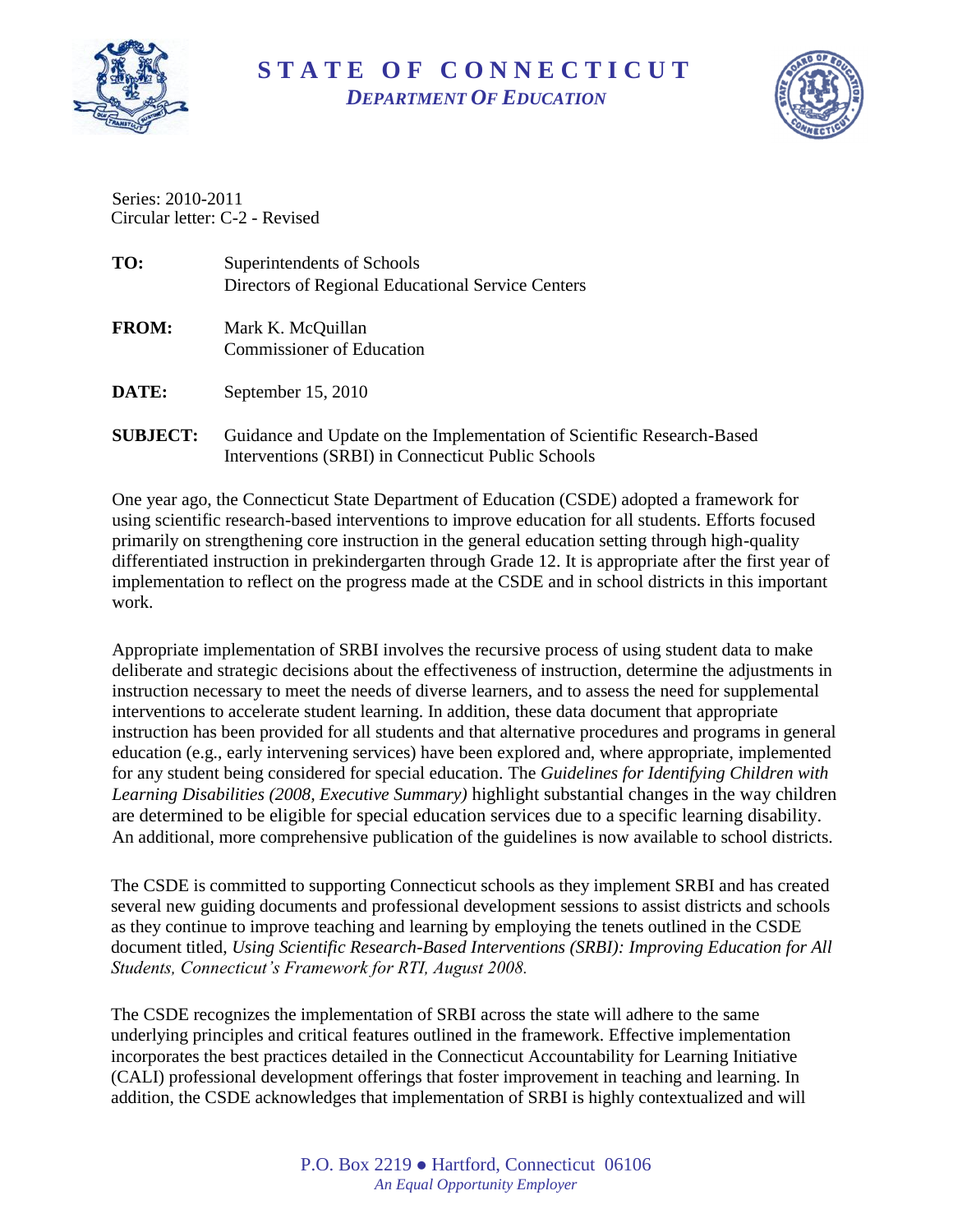# STATE OF CONNECTICUT
## *DEPARTMENT OF EDUCATION*

Series: 2010-2011
Circular letter: C-2 - Revised

**TO:** Superintendents of Schools
Directors of Regional Educational Service Centers

**FROM:** Mark K. McQuillan
Commissioner of Education

**DATE:** September 15, 2010

**SUBJECT:** Guidance and Update on the Implementation of Scientific Research-Based Interventions (SRBI) in Connecticut Public Schools

One year ago, the Connecticut State Department of Education (CSDE) adopted a framework for using scientific research-based interventions to improve education for all students. Efforts focused primarily on strengthening core instruction in the general education setting through high-quality differentiated instruction in prekindergarten through Grade 12. It is appropriate after the first year of implementation to reflect on the progress made at the CSDE and in school districts in this important work.

Appropriate implementation of SRBI involves the recursive process of using student data to make deliberate and strategic decisions about the effectiveness of instruction, determine the adjustments in instruction necessary to meet the needs of diverse learners, and to assess the need for supplemental interventions to accelerate student learning. In addition, these data document that appropriate instruction has been provided for all students and that alternative procedures and programs in general education (e.g., early intervening services) have been explored and, where appropriate, implemented for any student being considered for special education. The *Guidelines for Identifying Children with Learning Disabilities (2008, Executive Summary)* highlight substantial changes in the way children are determined to be eligible for special education services due to a specific learning disability. An additional, more comprehensive publication of the guidelines is now available to school districts.

The CSDE is committed to supporting Connecticut schools as they implement SRBI and has created several new guiding documents and professional development sessions to assist districts and schools as they continue to improve teaching and learning by employing the tenets outlined in the CSDE document titled, *Using Scientific Research-Based Interventions (SRBI): Improving Education for All Students, Connecticut's Framework for RTI, August 2008.*

The CSDE recognizes the implementation of SRBI across the state will adhere to the same underlying principles and critical features outlined in the framework. Effective implementation incorporates the best practices detailed in the Connecticut Accountability for Learning Initiative (CALI) professional development offerings that foster improvement in teaching and learning. In addition, the CSDE acknowledges that implementation of SRBI is highly contextualized and will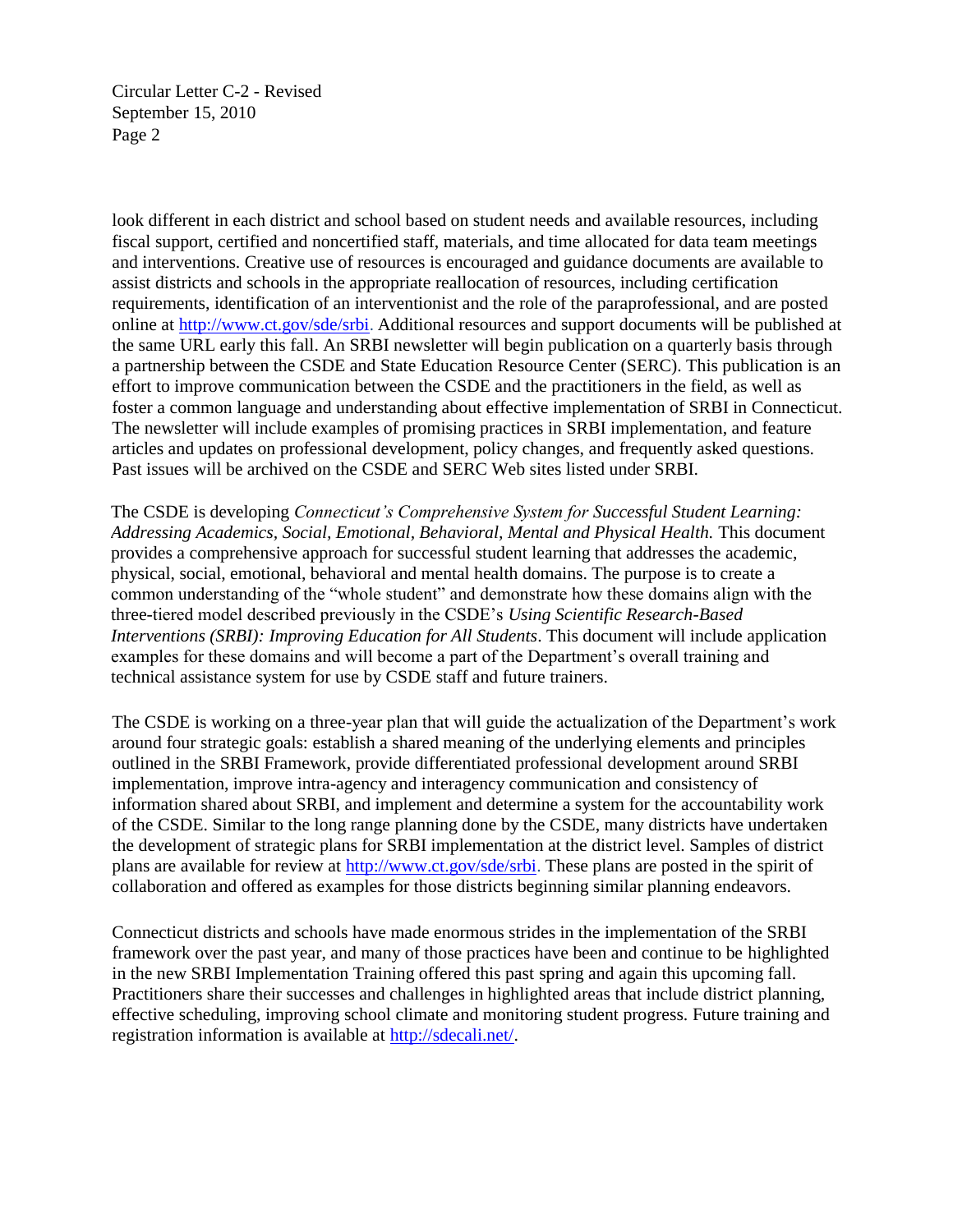look different in each district and school based on student needs and available resources, including fiscal support, certified and noncertified staff, materials, and time allocated for data team meetings and interventions. Creative use of resources is encouraged and guidance documents are available to assist districts and schools in the appropriate reallocation of resources, including certification requirements, identification of an interventionist and the role of the paraprofessional, and are posted online at http://www.ct.gov/sde/srbi. Additional resources and support documents will be published at the same URL early this fall. An SRBI newsletter will begin publication on a quarterly basis through a partnership between the CSDE and State Education Resource Center (SERC). This publication is an effort to improve communication between the CSDE and the practitioners in the field, as well as foster a common language and understanding about effective implementation of SRBI in Connecticut. The newsletter will include examples of promising practices in SRBI implementation, and feature articles and updates on professional development, policy changes, and frequently asked questions. Past issues will be archived on the CSDE and SERC Web sites listed under SRBI.

The CSDE is developing *Connecticut's Comprehensive System for Successful Student Learning: Addressing Academics, Social, Emotional, Behavioral, Mental and Physical Health.* This document provides a comprehensive approach for successful student learning that addresses the academic, physical, social, emotional, behavioral and mental health domains. The purpose is to create a common understanding of the "whole student" and demonstrate how these domains align with the three-tiered model described previously in the CSDE's *Using Scientific Research-Based Interventions (SRBI): Improving Education for All Students*. This document will include application examples for these domains and will become a part of the Department's overall training and technical assistance system for use by CSDE staff and future trainers.

The CSDE is working on a three-year plan that will guide the actualization of the Department's work around four strategic goals: establish a shared meaning of the underlying elements and principles outlined in the SRBI Framework, provide differentiated professional development around SRBI implementation, improve intra-agency and interagency communication and consistency of information shared about SRBI, and implement and determine a system for the accountability work of the CSDE. Similar to the long range planning done by the CSDE, many districts have undertaken the development of strategic plans for SRBI implementation at the district level. Samples of district plans are available for review at http://www.ct.gov/sde/srbi. These plans are posted in the spirit of collaboration and offered as examples for those districts beginning similar planning endeavors.

Connecticut districts and schools have made enormous strides in the implementation of the SRBI framework over the past year, and many of those practices have been and continue to be highlighted in the new SRBI Implementation Training offered this past spring and again this upcoming fall. Practitioners share their successes and challenges in highlighted areas that include district planning, effective scheduling, improving school climate and monitoring student progress. Future training and registration information is available at http://sdecali.net/.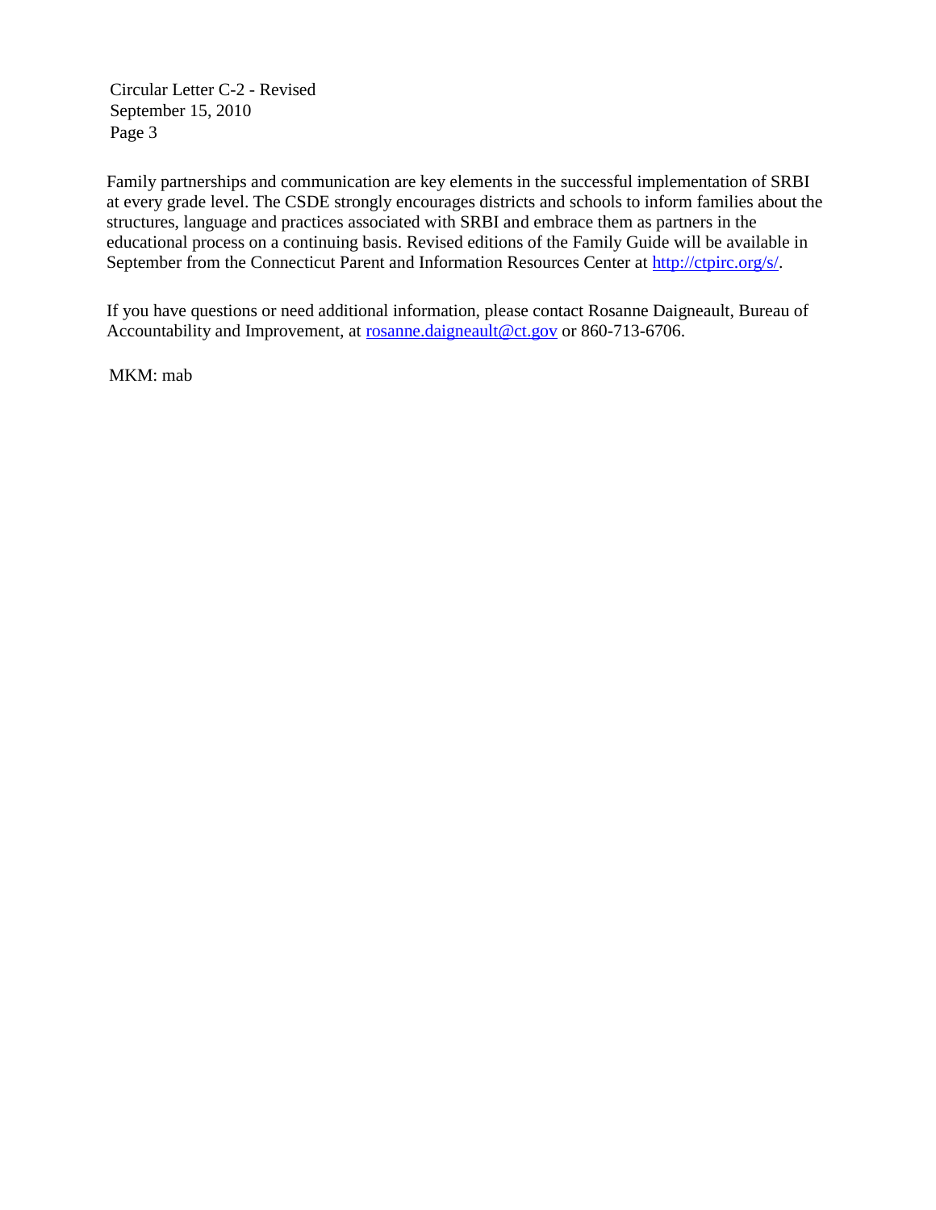Family partnerships and communication are key elements in the successful implementation of SRBI at every grade level. The CSDE strongly encourages districts and schools to inform families about the structures, language and practices associated with SRBI and embrace them as partners in the educational process on a continuing basis. Revised editions of the Family Guide will be available in September from the Connecticut Parent and Information Resources Center at [http://ctpirc.org/s/](http://ctpirc.org/s/).

If you have questions or need additional information, please contact Rosanne Daigneault, Bureau of Accountability and Improvement, at [rosanne.daigneault@ct.gov](mailto:rosanne.daigneault@ct.gov) or 860-713-6706.

MKM: mab